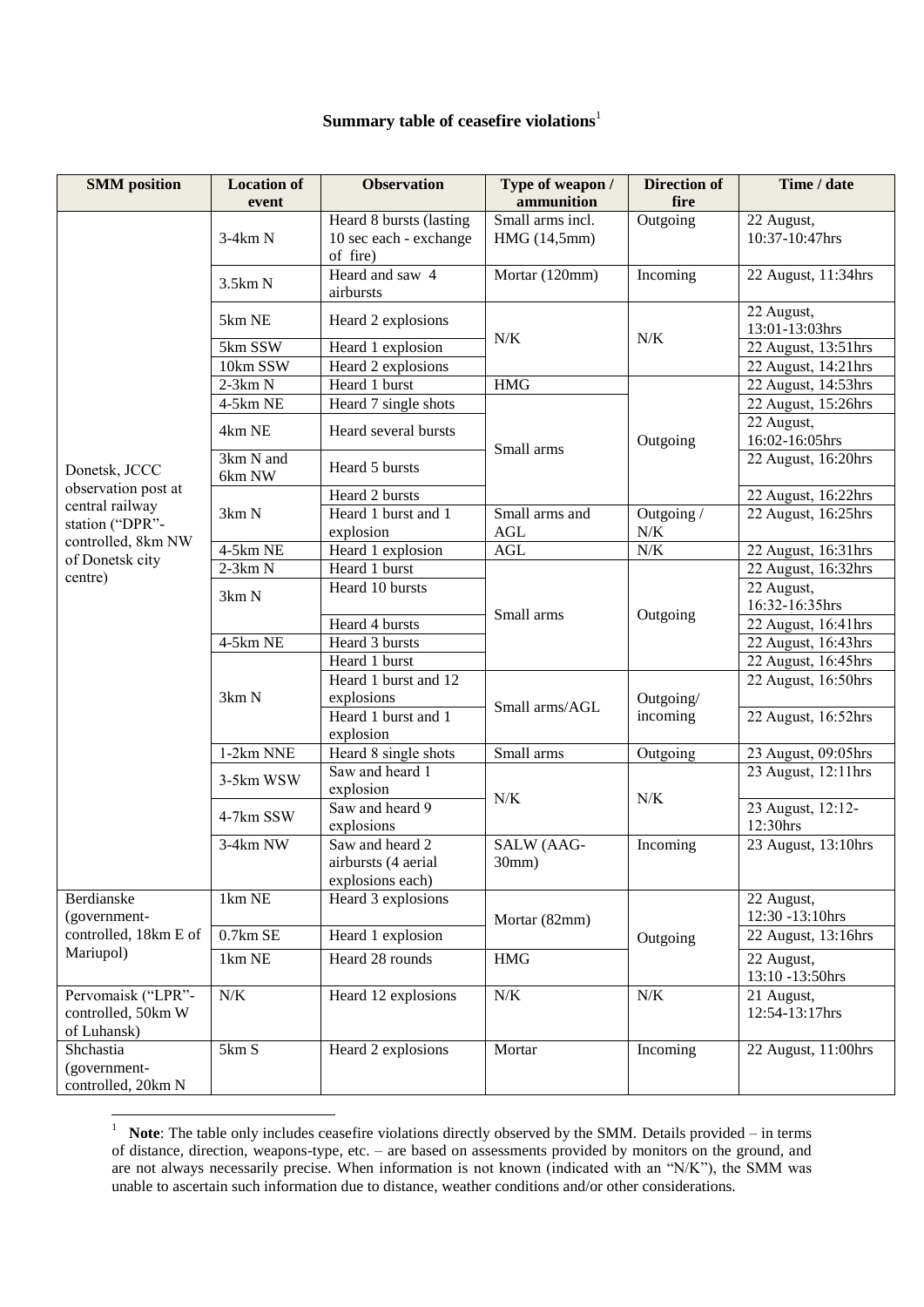**Summary table of ceasefire violations**[1]

| SMM position | Location of event | Observation | Type of weapon / ammunition | Direction of fire | Time / date |
|---|---|---|---|---|---|
| Donetsk, JCCC observation post at central railway station ("DPR"-controlled, 8km NW of Donetsk city centre) | 3-4km N | Heard 8 bursts (lasting 10 sec each - exchange of fire) | Small arms incl. HMG (14,5mm) | Outgoing | 22 August, 10:37-10:47hrs |
| | 3.5km N | Heard and saw 4 airbursts | Mortar (120mm) | Incoming | 22 August, 11:34hrs |
| | 5km NE | Heard 2 explosions | N/K | N/K | 22 August, 13:01-13:03hrs |
| | 5km SSW | Heard 1 explosion | | | 22 August, 13:51hrs |
| | 10km SSW | Heard 2 explosions | | | 22 August, 14:21hrs |
| | 2-3km N | Heard 1 burst | HMG | Outgoing | 22 August, 14:53hrs |
| | 4-5km NE | Heard 7 single shots | Small arms | | 22 August, 15:26hrs |
| | 4km NE | Heard several bursts | | | 22 August, 16:02-16:05hrs |
| | 3km N and 6km NW | Heard 5 bursts | | | 22 August, 16:20hrs |
| | 3km N | Heard 2 bursts | | | 22 August, 16:22hrs |
| | | Heard 1 burst and 1 explosion | Small arms and AGL | Outgoing / N/K | 22 August, 16:25hrs |
| | 4-5km NE | Heard 1 explosion | AGL | N/K | 22 August, 16:31hrs |
| | 2-3km N | Heard 1 burst | Small arms | Outgoing | 22 August, 16:32hrs |
| | 3km N | Heard 10 bursts | | | 22 August, 16:32-16:35hrs |
| | | Heard 4 bursts | | | 22 August, 16:41hrs |
| | 4-5km NE | Heard 3 bursts | | | 22 August, 16:43hrs |
| | 3km N | Heard 1 burst | | | 22 August, 16:45hrs |
| | | Heard 1 burst and 12 explosions | Small arms/AGL | Outgoing/ incoming | 22 August, 16:50hrs |
| | | Heard 1 burst and 1 explosion | | | 22 August, 16:52hrs |
| | 1-2km NNE | Heard 8 single shots | Small arms | Outgoing | 23 August, 09:05hrs |
| | 3-5km WSW | Saw and heard 1 explosion | N/K | N/K | 23 August, 12:11hrs |
| | 4-7km SSW | Saw and heard 9 explosions | | | 23 August, 12:12-12:30hrs |
| | 3-4km NW | Saw and heard 2 airbursts (4 aerial explosions each) | SALW (AAG-30mm) | Incoming | 23 August, 13:10hrs |
| Berdianske (government-controlled, 18km E of Mariupol) | 1km NE | Heard 3 explosions | Mortar (82mm) | Outgoing | 22 August, 12:30 -13:10hrs |
| | 0.7km SE | Heard 1 explosion | | | 22 August, 13:16hrs |
| | 1km NE | Heard 28 rounds | HMG | | 22 August, 13:10 -13:50hrs |
| Pervomaisk ("LPR"-controlled, 50km W of Luhansk) | N/K | Heard 12 explosions | N/K | N/K | 21 August, 12:54-13:17hrs |
| Shchastia (government-controlled, 20km N | 5km S | Heard 2 explosions | Mortar | Incoming | 22 August, 11:00hrs |

[1] **Note**: The table only includes ceasefire violations directly observed by the SMM. Details provided – in terms of distance, direction, weapons-type, etc. – are based on assessments provided by monitors on the ground, and are not always necessarily precise. When information is not known (indicated with an "N/K"), the SMM was unable to ascertain such information due to distance, weather conditions and/or other considerations.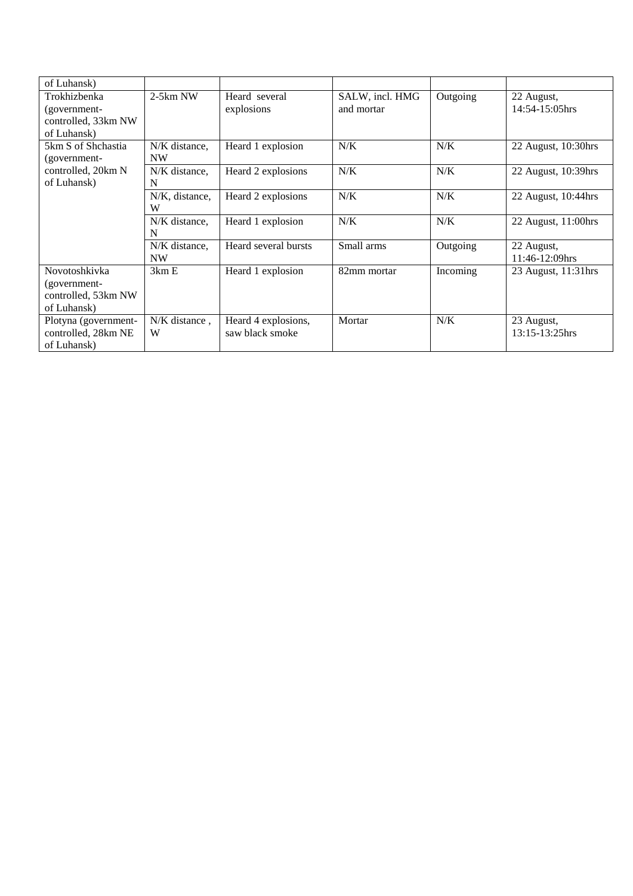| | | | | | |
|---|---|---|---|---|---|
| of Luhansk) | | | | | |
| Trokhizbenka (government-controlled, 33km NW of Luhansk) | 2-5km NW | Heard several explosions | SALW, incl. HMG and mortar | Outgoing | 22 August, 14:54-15:05hrs |
| 5km S of Shchastia (government-controlled, 20km N of Luhansk) | N/K distance, NW | Heard 1 explosion | N/K | N/K | 22 August, 10:30hrs |
| | N/K distance, N | Heard 2 explosions | N/K | N/K | 22 August, 10:39hrs |
| | N/K, distance, W | Heard 2 explosions | N/K | N/K | 22 August, 10:44hrs |
| | N/K distance, N | Heard 1 explosion | N/K | N/K | 22 August, 11:00hrs |
| | N/K distance, NW | Heard several bursts | Small arms | Outgoing | 22 August, 11:46-12:09hrs |
| Novotoshkivka (government-controlled, 53km NW of Luhansk) | 3km E | Heard 1 explosion | 82mm mortar | Incoming | 23 August, 11:31hrs |
| Plotyna (government-controlled, 28km NE of Luhansk) | N/K distance , W | Heard 4 explosions, saw black smoke | Mortar | N/K | 23 August, 13:15-13:25hrs |